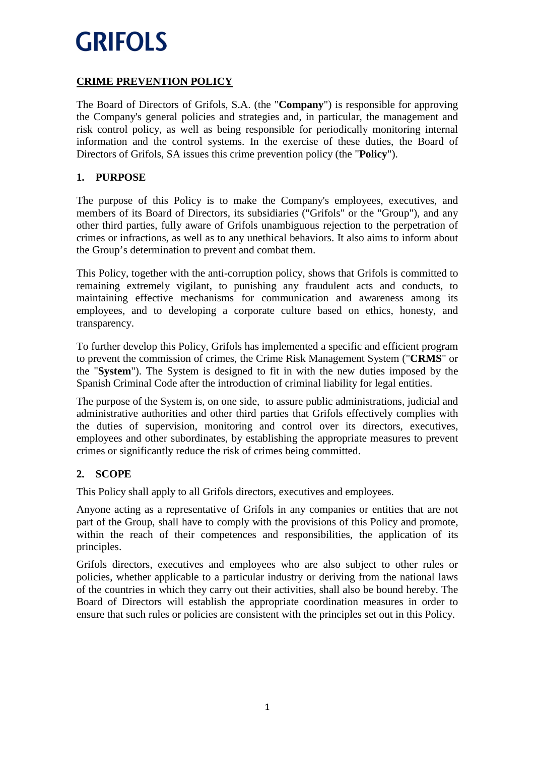GRIFOLS

## CRIME PREVENTION POLICY

The Board of Directors of Grifols, S.A. (the "**Company**") is responsible for approving the Company's general policies and strategies and, in particular, the management and risk control policy, as well as being responsible for periodically monitoring internal information and the control systems. In the exercise of these duties, the Board of Directors of Grifols, SA issues this crime prevention policy (the "**Policy**").

### 1. PURPOSE

The purpose of this Policy is to make the Company's employees, executives, and members of its Board of Directors, its subsidiaries ("Grifols" or the "Group"), and any other third parties, fully aware of Grifols unambiguous rejection to the perpetration of crimes or infractions, as well as to any unethical behaviors. It also aims to inform about the Group's determination to prevent and combat them.

This Policy, together with the anti-corruption policy, shows that Grifols is committed to remaining extremely vigilant, to punishing any fraudulent acts and conducts, to maintaining effective mechanisms for communication and awareness among its employees, and to developing a corporate culture based on ethics, honesty, and transparency.

To further develop this Policy, Grifols has implemented a specific and efficient program to prevent the commission of crimes, the Crime Risk Management System ("**CRMS**" or the "**System**"). The System is designed to fit in with the new duties imposed by the Spanish Criminal Code after the introduction of criminal liability for legal entities.

The purpose of the System is, on one side, to assure public administrations, judicial and administrative authorities and other third parties that Grifols effectively complies with the duties of supervision, monitoring and control over its directors, executives, employees and other subordinates, by establishing the appropriate measures to prevent crimes or significantly reduce the risk of crimes being committed.

### 2. SCOPE

This Policy shall apply to all Grifols directors, executives and employees.

Anyone acting as a representative of Grifols in any companies or entities that are not part of the Group, shall have to comply with the provisions of this Policy and promote, within the reach of their competences and responsibilities, the application of its principles.

Grifols directors, executives and employees who are also subject to other rules or policies, whether applicable to a particular industry or deriving from the national laws of the countries in which they carry out their activities, shall also be bound hereby. The Board of Directors will establish the appropriate coordination measures in order to ensure that such rules or policies are consistent with the principles set out in this Policy.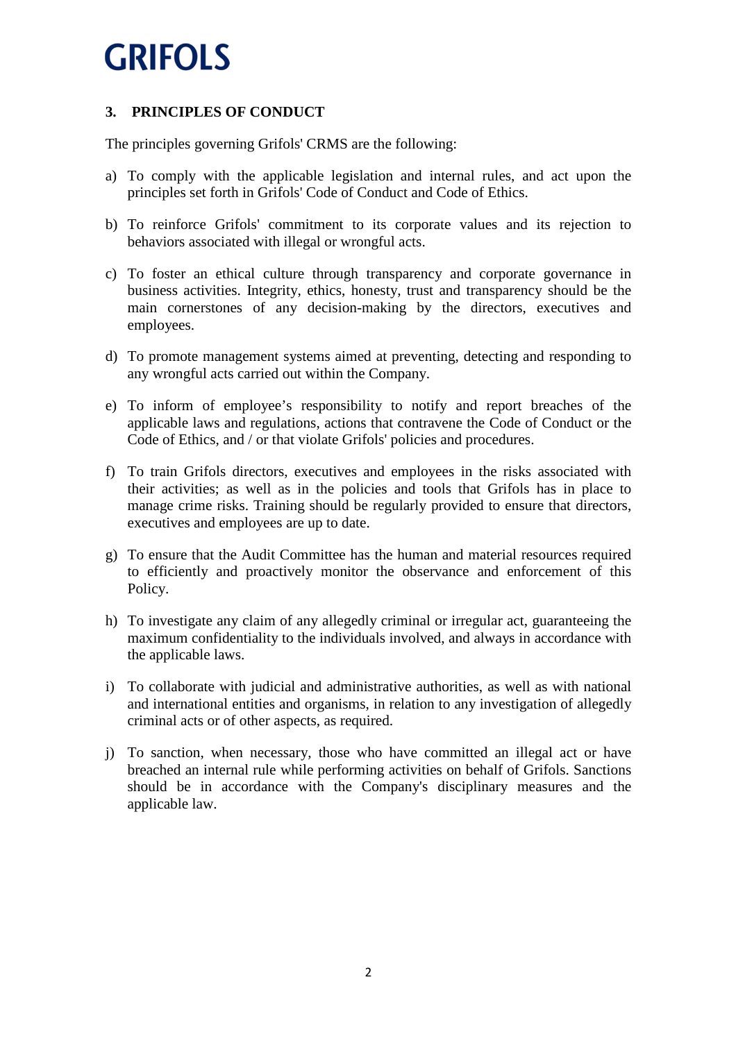## 3. PRINCIPLES OF CONDUCT

The principles governing Grifols' CRMS are the following:

a) To comply with the applicable legislation and internal rules, and act upon the principles set forth in Grifols' Code of Conduct and Code of Ethics.

b) To reinforce Grifols' commitment to its corporate values and its rejection to behaviors associated with illegal or wrongful acts.

c) To foster an ethical culture through transparency and corporate governance in business activities. Integrity, ethics, honesty, trust and transparency should be the main cornerstones of any decision-making by the directors, executives and employees.

d) To promote management systems aimed at preventing, detecting and responding to any wrongful acts carried out within the Company.

e) To inform of employee's responsibility to notify and report breaches of the applicable laws and regulations, actions that contravene the Code of Conduct or the Code of Ethics, and / or that violate Grifols' policies and procedures.

f) To train Grifols directors, executives and employees in the risks associated with their activities; as well as in the policies and tools that Grifols has in place to manage crime risks. Training should be regularly provided to ensure that directors, executives and employees are up to date.

g) To ensure that the Audit Committee has the human and material resources required to efficiently and proactively monitor the observance and enforcement of this Policy.

h) To investigate any claim of any allegedly criminal or irregular act, guaranteeing the maximum confidentiality to the individuals involved, and always in accordance with the applicable laws.

i) To collaborate with judicial and administrative authorities, as well as with national and international entities and organisms, in relation to any investigation of allegedly criminal acts or of other aspects, as required.

j) To sanction, when necessary, those who have committed an illegal act or have breached an internal rule while performing activities on behalf of Grifols. Sanctions should be in accordance with the Company's disciplinary measures and the applicable law.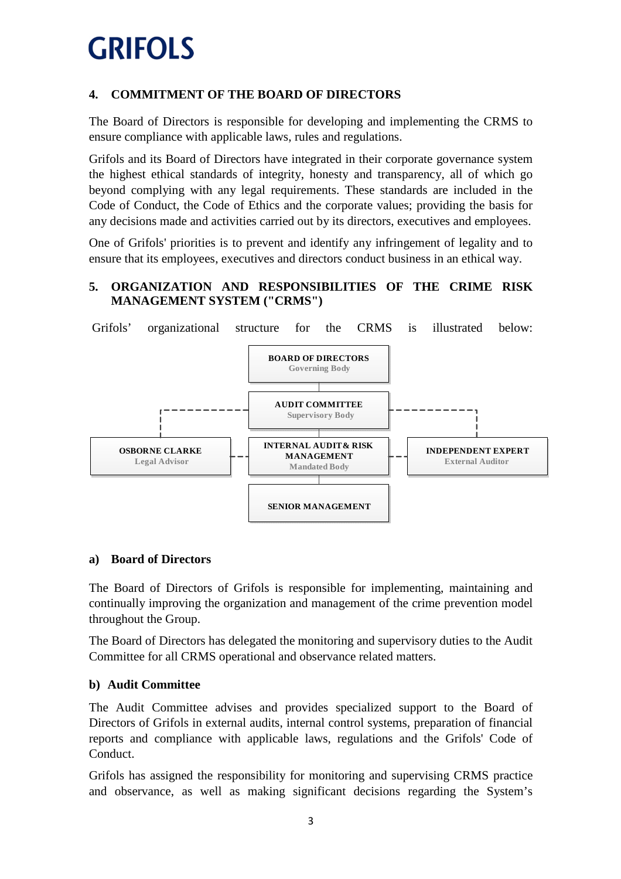## 4. COMMITMENT OF THE BOARD OF DIRECTORS

The Board of Directors is responsible for developing and implementing the CRMS to ensure compliance with applicable laws, rules and regulations.

Grifols and its Board of Directors have integrated in their corporate governance system the highest ethical standards of integrity, honesty and transparency, all of which go beyond complying with any legal requirements. These standards are included in the Code of Conduct, the Code of Ethics and the corporate values; providing the basis for any decisions made and activities carried out by its directors, executives and employees.

One of Grifols' priorities is to prevent and identify any infringement of legality and to ensure that its employees, executives and directors conduct business in an ethical way.

## 5. ORGANIZATION AND RESPONSIBILITIES OF THE CRIME RISK MANAGEMENT SYSTEM ("CRMS")

Grifols' organizational structure for the CRMS is illustrated below:

- **BOARD OF DIRECTORS** – Governing Body
  - **AUDIT COMMITTEE** – Supervisory Body
    - **INTERNAL AUDIT & RISK MANAGEMENT** – Mandated Body
      - **SENIOR MANAGEMENT**
    - **OSBORNE CLARKE** – Legal Advisor
    - **INDEPENDENT EXPERT** – External Auditor

### a) Board of Directors

The Board of Directors of Grifols is responsible for implementing, maintaining and continually improving the organization and management of the crime prevention model throughout the Group.

The Board of Directors has delegated the monitoring and supervisory duties to the Audit Committee for all CRMS operational and observance related matters.

### b) Audit Committee

The Audit Committee advises and provides specialized support to the Board of Directors of Grifols in external audits, internal control systems, preparation of financial reports and compliance with applicable laws, regulations and the Grifols' Code of Conduct.

Grifols has assigned the responsibility for monitoring and supervising CRMS practice and observance, as well as making significant decisions regarding the System's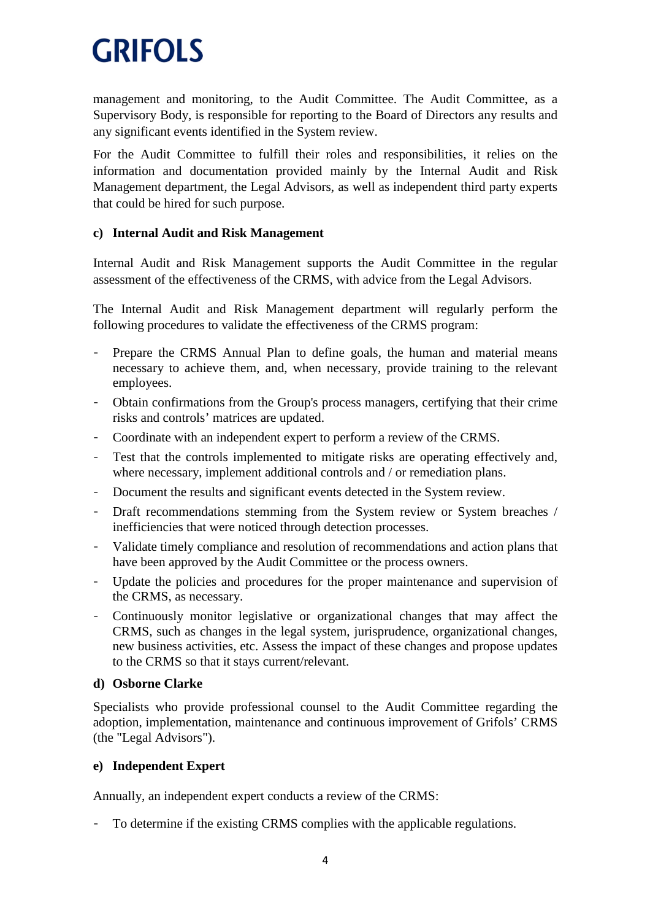management and monitoring, to the Audit Committee. The Audit Committee, as a Supervisory Body, is responsible for reporting to the Board of Directors any results and any significant events identified in the System review.

For the Audit Committee to fulfill their roles and responsibilities, it relies on the information and documentation provided mainly by the Internal Audit and Risk Management department, the Legal Advisors, as well as independent third party experts that could be hired for such purpose.

**c) Internal Audit and Risk Management**

Internal Audit and Risk Management supports the Audit Committee in the regular assessment of the effectiveness of the CRMS, with advice from the Legal Advisors.

The Internal Audit and Risk Management department will regularly perform the following procedures to validate the effectiveness of the CRMS program:

- Prepare the CRMS Annual Plan to define goals, the human and material means necessary to achieve them, and, when necessary, provide training to the relevant employees.
- Obtain confirmations from the Group's process managers, certifying that their crime risks and controls' matrices are updated.
- Coordinate with an independent expert to perform a review of the CRMS.
- Test that the controls implemented to mitigate risks are operating effectively and, where necessary, implement additional controls and / or remediation plans.
- Document the results and significant events detected in the System review.
- Draft recommendations stemming from the System review or System breaches / inefficiencies that were noticed through detection processes.
- Validate timely compliance and resolution of recommendations and action plans that have been approved by the Audit Committee or the process owners.
- Update the policies and procedures for the proper maintenance and supervision of the CRMS, as necessary.
- Continuously monitor legislative or organizational changes that may affect the CRMS, such as changes in the legal system, jurisprudence, organizational changes, new business activities, etc. Assess the impact of these changes and propose updates to the CRMS so that it stays current/relevant.

**d) Osborne Clarke**

Specialists who provide professional counsel to the Audit Committee regarding the adoption, implementation, maintenance and continuous improvement of Grifols' CRMS (the "Legal Advisors").

**e) Independent Expert**

Annually, an independent expert conducts a review of the CRMS:

- To determine if the existing CRMS complies with the applicable regulations.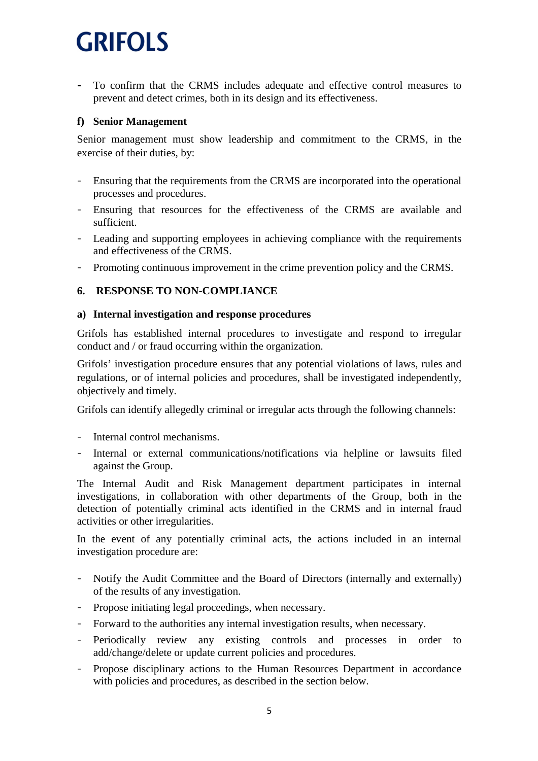- To confirm that the CRMS includes adequate and effective control measures to prevent and detect crimes, both in its design and its effectiveness.

**f) Senior Management**

Senior management must show leadership and commitment to the CRMS, in the exercise of their duties, by:

- Ensuring that the requirements from the CRMS are incorporated into the operational processes and procedures.
- Ensuring that resources for the effectiveness of the CRMS are available and sufficient.
- Leading and supporting employees in achieving compliance with the requirements and effectiveness of the CRMS.
- Promoting continuous improvement in the crime prevention policy and the CRMS.

## 6. RESPONSE TO NON-COMPLIANCE

**a) Internal investigation and response procedures**

Grifols has established internal procedures to investigate and respond to irregular conduct and / or fraud occurring within the organization.

Grifols' investigation procedure ensures that any potential violations of laws, rules and regulations, or of internal policies and procedures, shall be investigated independently, objectively and timely.

Grifols can identify allegedly criminal or irregular acts through the following channels:

- Internal control mechanisms.
- Internal or external communications/notifications via helpline or lawsuits filed against the Group.

The Internal Audit and Risk Management department participates in internal investigations, in collaboration with other departments of the Group, both in the detection of potentially criminal acts identified in the CRMS and in internal fraud activities or other irregularities.

In the event of any potentially criminal acts, the actions included in an internal investigation procedure are:

- Notify the Audit Committee and the Board of Directors (internally and externally) of the results of any investigation.
- Propose initiating legal proceedings, when necessary.
- Forward to the authorities any internal investigation results, when necessary.
- Periodically review any existing controls and processes in order to add/change/delete or update current policies and procedures.
- Propose disciplinary actions to the Human Resources Department in accordance with policies and procedures, as described in the section below.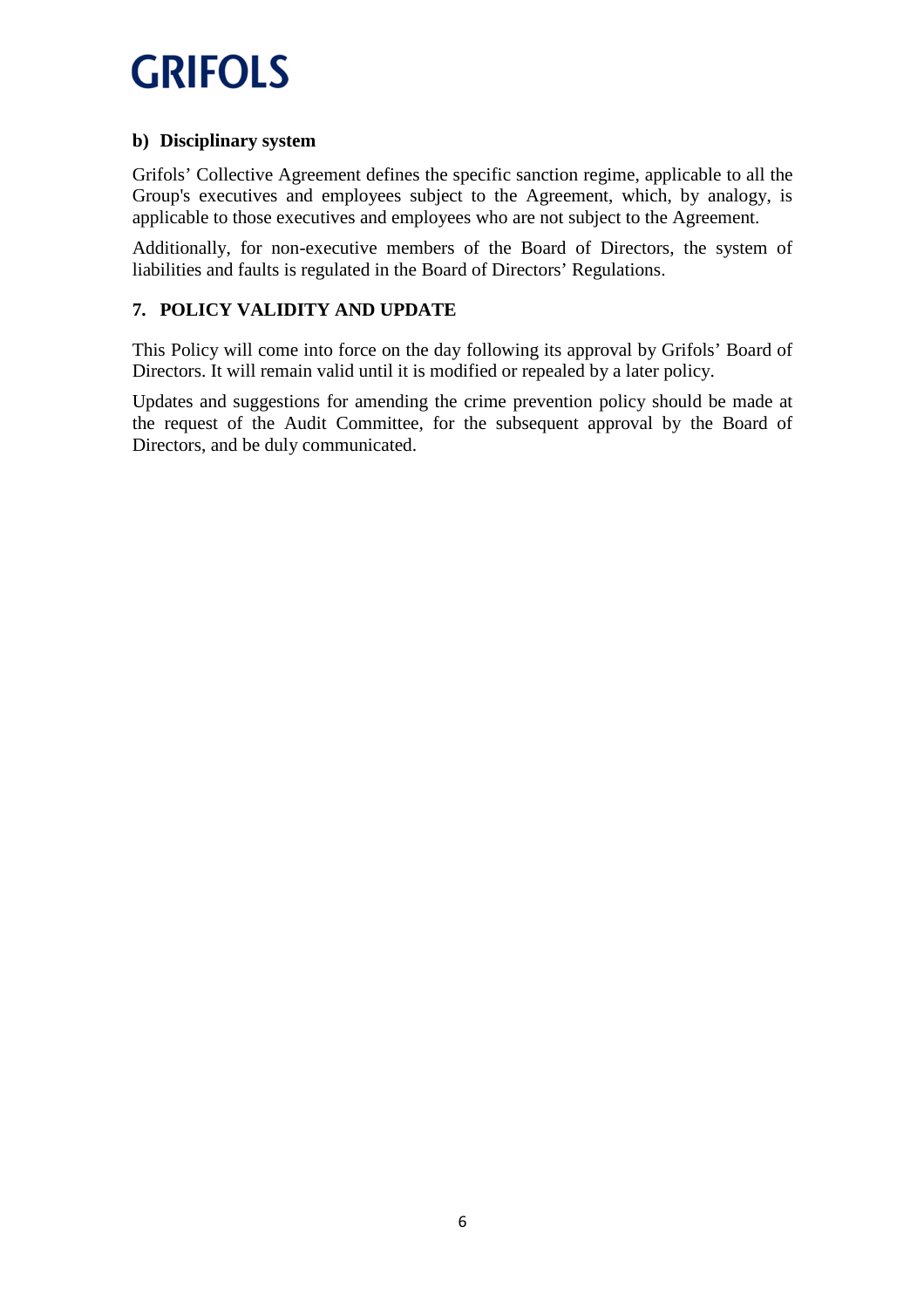### b) Disciplinary system

Grifols' Collective Agreement defines the specific sanction regime, applicable to all the Group's executives and employees subject to the Agreement, which, by analogy, is applicable to those executives and employees who are not subject to the Agreement.

Additionally, for non-executive members of the Board of Directors, the system of liabilities and faults is regulated in the Board of Directors' Regulations.

## 7. POLICY VALIDITY AND UPDATE

This Policy will come into force on the day following its approval by Grifols' Board of Directors. It will remain valid until it is modified or repealed by a later policy.

Updates and suggestions for amending the crime prevention policy should be made at the request of the Audit Committee, for the subsequent approval by the Board of Directors, and be duly communicated.